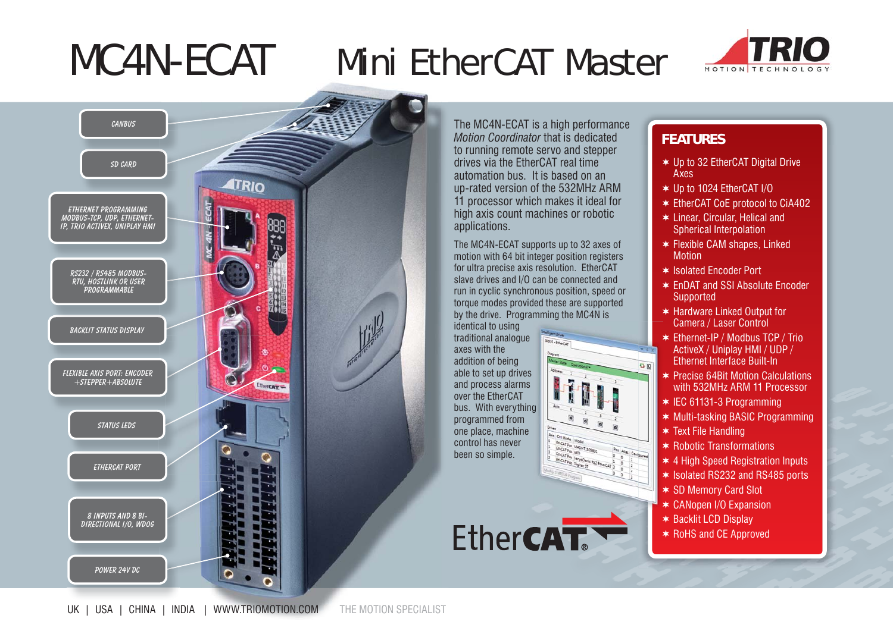# MC4N-ECAT Mini EtherCAT Master

- CANBUS
- SD CARD
- ETHERNET PROGRAMMING MODBUS-TCP, UDP, ETHERNET-IP, TRIO ACTIVEX, UNIPLAY HMI
- RS232 / RS485 MODBUS-RTU, HOSTLINK OR USER PROGRAMMABLE
- BACKLIT STATUS DISPLAY
- FLEXIBLE AXIS PORT: ENCODER +STEPPER+ABSOLUTE
- STATUS LEDS
- ETHERCAT PORT
- 8 INPUTS AND 8 BI-DIRECTIONAL I/O, WDOG
- POWER 24V DC

The MC4N-ECAT is a high performance *Motion Coordinator* that is dedicated to running remote servo and stepper drives via the EtherCAT real time automation bus. It is based on an up-rated version of the 532MHz ARM 11 processor which makes it ideal for high axis count machines or robotic applications.

The MC4N-ECAT supports up to 32 axes of motion with 64 bit integer position registers for ultra precise axis resolution. EtherCAT slave drives and I/O can be connected and run in cyclic synchronous position, speed or torque modes provided these are supported by the drive. Programming the MC4N is identical to using traditional analogue axes with the addition of being able to set up drives and process alarms over the EtherCAT bus. With everything programmed from one place, machine control has never been so simple.

## FEATURES

- Up to 32 EtherCAT Digital Drive Axes
- Up to 1024 EtherCAT I/O
- EtherCAT CoE protocol to CiA402
- Linear, Circular, Helical and Spherical Interpolation
- Flexible CAM shapes, Linked Motion
- Isolated Encoder Port
- EnDAT and SSI Absolute Encoder Supported
- Hardware Linked Output for Camera / Laser Control
- Ethernet-IP / Modbus TCP / Trio ActiveX / Uniplay HMI / UDP / Ethernet Interface Built-In
- Precise 64Bit Motion Calculations with 532MHz ARM 11 Processor
- IEC 61131-3 Programming
- Multi-tasking BASIC Programming
- Text File Handling
- Robotic Transformations
- 4 High Speed Registration Inputs
- Isolated RS232 and RS485 ports
- SD Memory Card Slot
- CANopen I/O Expansion
- Backlit LCD Display
- RoHS and CE Approved

UK | USA | CHINA | INDIA | WWW.TRIOMOTION.COM THE MOTION SPECIALIST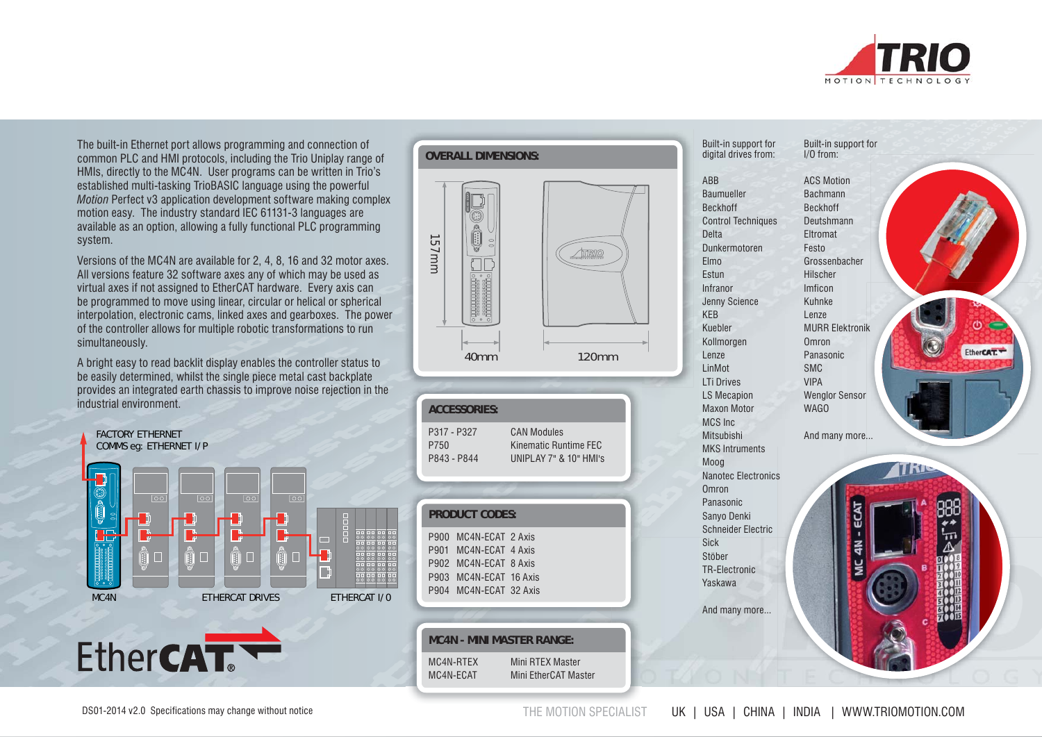The built-in Ethernet port allows programming and connection of common PLC and HMI protocols, including the Trio Uniplay range of HMIs, directly to the MC4N. User programs can be written in Trio's established multi-tasking TrioBASIC language using the powerful *Motion* Perfect v3 application development software making complex motion easy. The industry standard IEC 61131-3 languages are available as an option, allowing a fully functional PLC programming system.

Versions of the MC4N are available for 2, 4, 8, 16 and 32 motor axes. All versions feature 32 software axes any of which may be used as virtual axes if not assigned to EtherCAT hardware. Every axis can be programmed to move using linear, circular or helical or spherical interpolation, electronic cams, linked axes and gearboxes. The power of the controller allows for multiple robotic transformations to run simultaneously.

A bright easy to read backlit display enables the controller status to be easily determined, whilst the single piece metal cast backplate provides an integrated earth chassis to improve noise rejection in the industrial environment.

FACTORY ETHERNET
COMMS eg: ETHERNET I/P

MC4N
ETHERCAT DRIVES
ETHERCAT I/O

EtherCAT

## OVERALL DIMENSIONS:

157mm
40mm
120mm

## ACCESSORIES:

| | |
|---|---|
| P317 - P327 | CAN Modules |
| P750 | Kinematic Runtime FEC |
| P843 - P844 | UNIPLAY 7" & 10" HMI's |

## PRODUCT CODES:

| | | |
|---|---|---|
| P900 | MC4N-ECAT | 2 Axis |
| P901 | MC4N-ECAT | 4 Axis |
| P902 | MC4N-ECAT | 8 Axis |
| P903 | MC4N-ECAT | 16 Axis |
| P904 | MC4N-ECAT | 32 Axis |

## MC4N - MINI MASTER RANGE:

| | |
|---|---|
| MC4N-RTEX | Mini RTEX Master |
| MC4N-ECAT | Mini EtherCAT Master |

Built-in support for digital drives from:

ABB
Baumueller
Beckhoff
Control Techniques
Delta
Dunkermotoren
Elmo
Estun
Infranor
Jenny Science
KEB
Kuebler
Kollmorgen
Lenze
LinMot
LTi Drives
LS Mecapion
Maxon Motor
MCS Inc
Mitsubishi
MKS Intruments
Moog
Nanotec Electronics
Omron
Panasonic
Sanyo Denki
Schneider Electric
Sick
Stöber
TR-Electronic
Yaskawa

And many more...

Built-in support for I/O from:

ACS Motion
Bachmann
Beckhoff
Deutshmann
Eltromat
Festo
Grossenbacher
Hilscher
Imfcion
Kuhnke
Lenze
MURR Elektronik
Omron
Panasonic
SMC
VIPA
Wenglor Sensor
WAGO

And many more...

DS01-2014 v2.0 Specifications may change without notice

THE MOTION SPECIALIST UK | USA | CHINA | INDIA | WWW.TRIOMOTION.COM